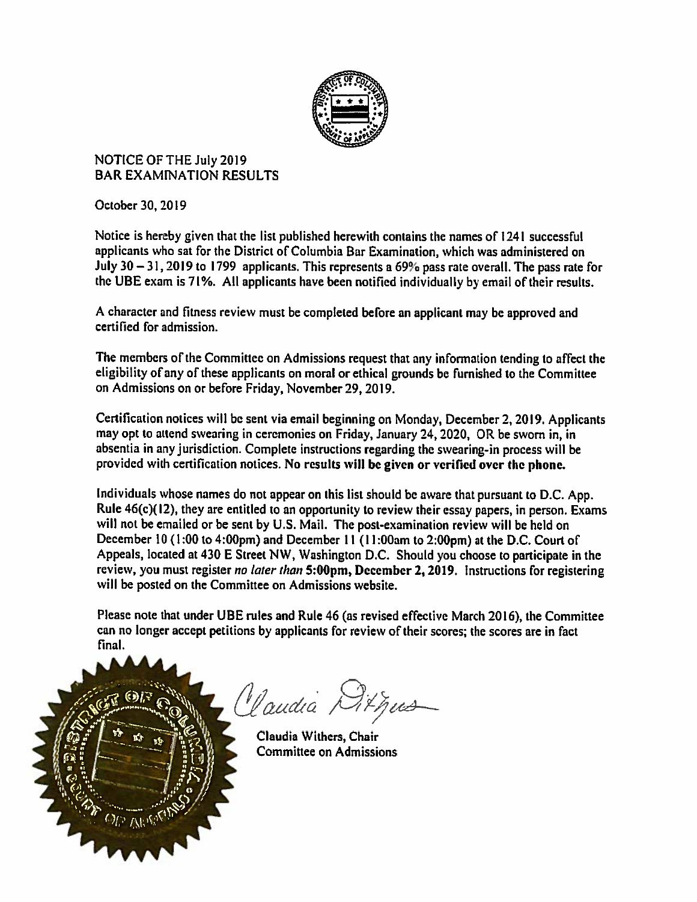NOTICE OF THE July 2019
BAR EXAMINATION RESULTS

October 30, 2019

Notice is hereby given that the list published herewith contains the names of 1241 successful applicants who sat for the District of Columbia Bar Examination, which was administered on July 30 – 31, 2019 to 1799 applicants. This represents a 69% pass rate overall. The pass rate for the UBE exam is 71%. All applicants have been notified individually by email of their results.

A character and fitness review must be completed before an applicant may be approved and certified for admission.

The members of the Committee on Admissions request that any information tending to affect the eligibility of any of these applicants on moral or ethical grounds be furnished to the Committee on Admissions on or before Friday, November 29, 2019.

Certification notices will be sent via email beginning on Monday, December 2, 2019. Applicants may opt to attend swearing in ceremonies on Friday, January 24, 2020, OR be sworn in, in absentia in any jurisdiction. Complete instructions regarding the swearing-in process will be provided with certification notices. **No results will be given or verified over the phone.**

Individuals whose names do not appear on this list should be aware that pursuant to D.C. App. Rule 46(c)(12), they are entitled to an opportunity to review their essay papers, in person. Exams will not be emailed or be sent by U.S. Mail. The post-examination review will be held on December 10 (1:00 to 4:00pm) and December 11 (11:00am to 2:00pm) at the D.C. Court of Appeals, located at 430 E Street NW, Washington D.C. Should you choose to participate in the review, you must register *no later than* **5:00pm, December 2, 2019.** Instructions for registering will be posted on the Committee on Admissions website.

Please note that under UBE rules and Rule 46 (as revised effective March 2016), the Committee can no longer accept petitions by applicants for review of their scores; the scores are in fact final.

Claudia Withers, Chair
Committee on Admissions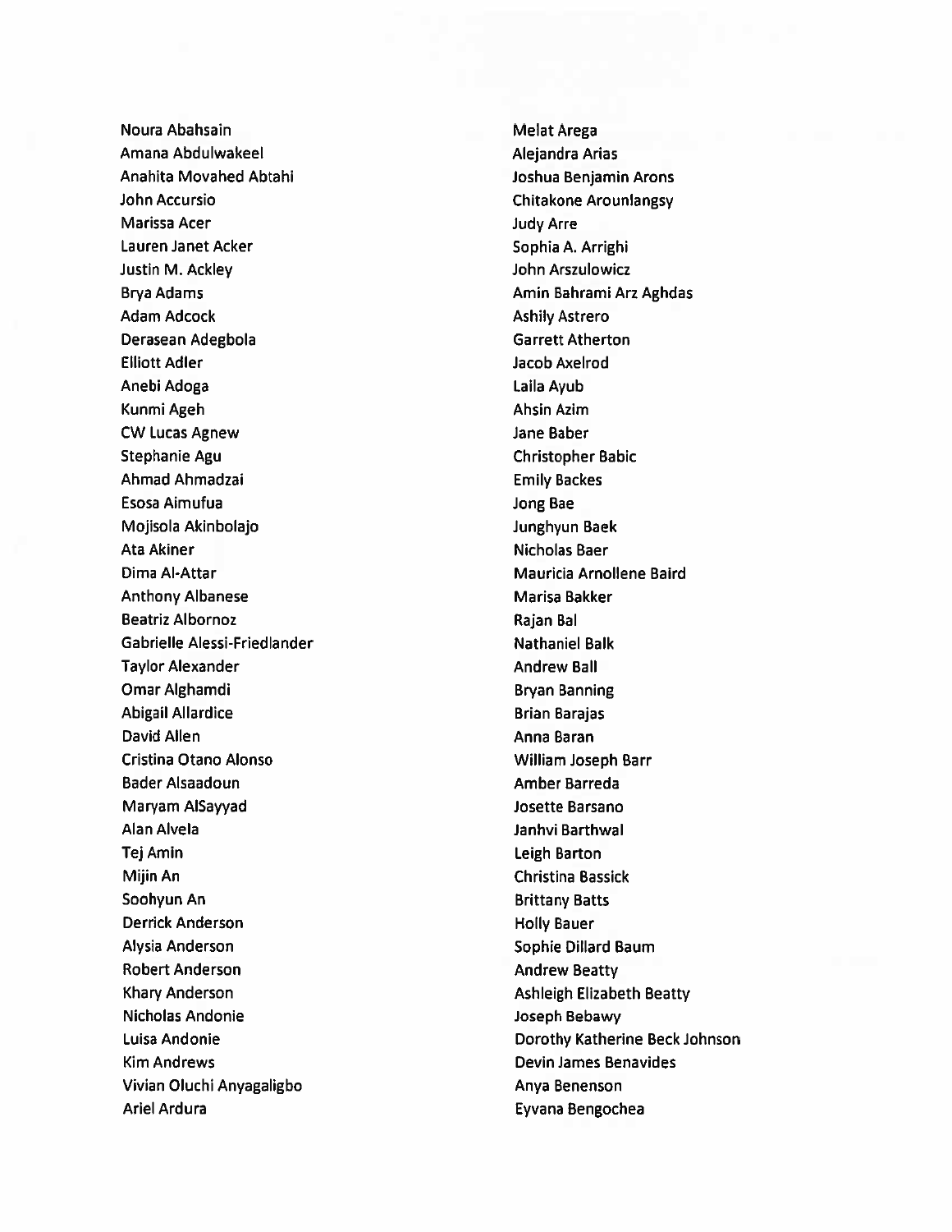Noura Abahsain
Amana Abdulwakeel
Anahita Movahed Abtahi
John Accursio
Marissa Acer
Lauren Janet Acker
Justin M. Ackley
Brya Adams
Adam Adcock
Derasean Adegbola
Elliott Adler
Anebi Adoga
Kunmi Ageh
CW Lucas Agnew
Stephanie Agu
Ahmad Ahmadzai
Esosa Aimufua
Mojisola Akinbolajo
Ata Akiner
Dima Al-Attar
Anthony Albanese
Beatriz Albornoz
Gabrielle Alessi-Friedlander
Taylor Alexander
Omar Alghamdi
Abigail Allardice
David Allen
Cristina Otano Alonso
Bader Alsaadoun
Maryam AlSayyad
Alan Alvela
Tej Amin
Mijin An
Soohyun An
Derrick Anderson
Alysia Anderson
Robert Anderson
Khary Anderson
Nicholas Andonie
Luisa Andonie
Kim Andrews
Vivian Oluchi Anyagaligbo
Ariel Ardura
Melat Arega
Alejandra Arias
Joshua Benjamin Arons
Chitakone Arounlangsy
Judy Arre
Sophia A. Arrighi
John Arszulowicz
Amin Bahrami Arz Aghdas
Ashily Astrero
Garrett Atherton
Jacob Axelrod
Laila Ayub
Ahsin Azim
Jane Baber
Christopher Babic
Emily Backes
Jong Bae
Junghyun Baek
Nicholas Baer
Mauricia Arnollene Baird
Marisa Bakker
Rajan Bal
Nathaniel Balk
Andrew Ball
Bryan Banning
Brian Barajas
Anna Baran
William Joseph Barr
Amber Barreda
Josette Barsano
Janhvi Barthwal
Leigh Barton
Christina Bassick
Brittany Batts
Holly Bauer
Sophie Dillard Baum
Andrew Beatty
Ashleigh Elizabeth Beatty
Joseph Bebawy
Dorothy Katherine Beck Johnson
Devin James Benavides
Anya Benenson
Eyvana Bengochea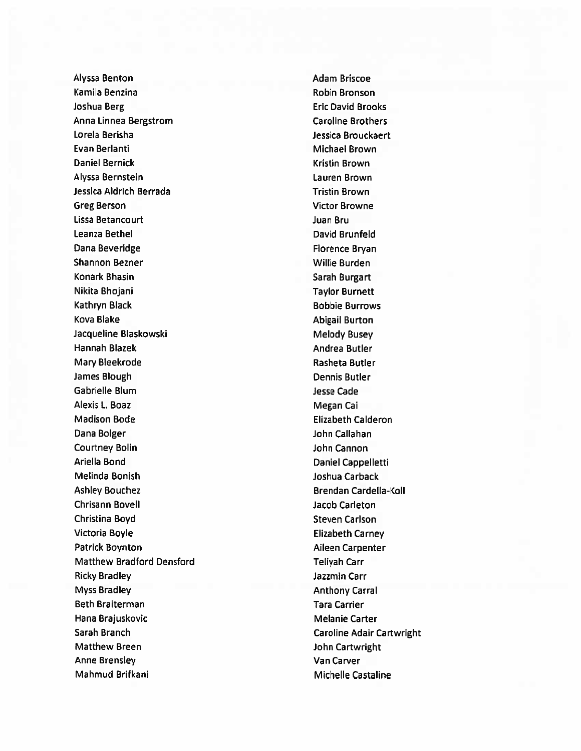Alyssa Benton
Kamila Benzina
Joshua Berg
Anna Linnea Bergstrom
Lorela Berisha
Evan Berlanti
Daniel Bernick
Alyssa Bernstein
Jessica Aldrich Berrada
Greg Berson
Lissa Betancourt
Leanza Bethel
Dana Beveridge
Shannon Bezner
Konark Bhasin
Nikita Bhojani
Kathryn Black
Kova Blake
Jacqueline Blaskowski
Hannah Blazek
Mary Bleekrode
James Blough
Gabrielle Blum
Alexis L. Boaz
Madison Bode
Dana Bolger
Courtney Bolin
Ariella Bond
Melinda Bonish
Ashley Bouchez
Chrisann Bovell
Christina Boyd
Victoria Boyle
Patrick Boynton
Matthew Bradford Densford
Ricky Bradley
Myss Bradley
Beth Braiterman
Hana Brajuskovic
Sarah Branch
Matthew Breen
Anne Brensley
Mahmud Brifkani
Adam Briscoe
Robin Bronson
Eric David Brooks
Caroline Brothers
Jessica Brouckaert
Michael Brown
Kristin Brown
Lauren Brown
Tristin Brown
Victor Browne
Juan Bru
David Brunfeld
Florence Bryan
Willie Burden
Sarah Burgart
Taylor Burnett
Bobbie Burrows
Abigail Burton
Melody Busey
Andrea Butler
Rasheta Butler
Dennis Butler
Jesse Cade
Megan Cai
Elizabeth Calderon
John Callahan
John Cannon
Daniel Cappelletti
Joshua Carback
Brendan Cardella-Koll
Jacob Carleton
Steven Carlson
Elizabeth Carney
Aileen Carpenter
Teliyah Carr
Jazzmin Carr
Anthony Carral
Tara Carrier
Melanie Carter
Caroline Adair Cartwright
John Cartwright
Van Carver
Michelle Castaline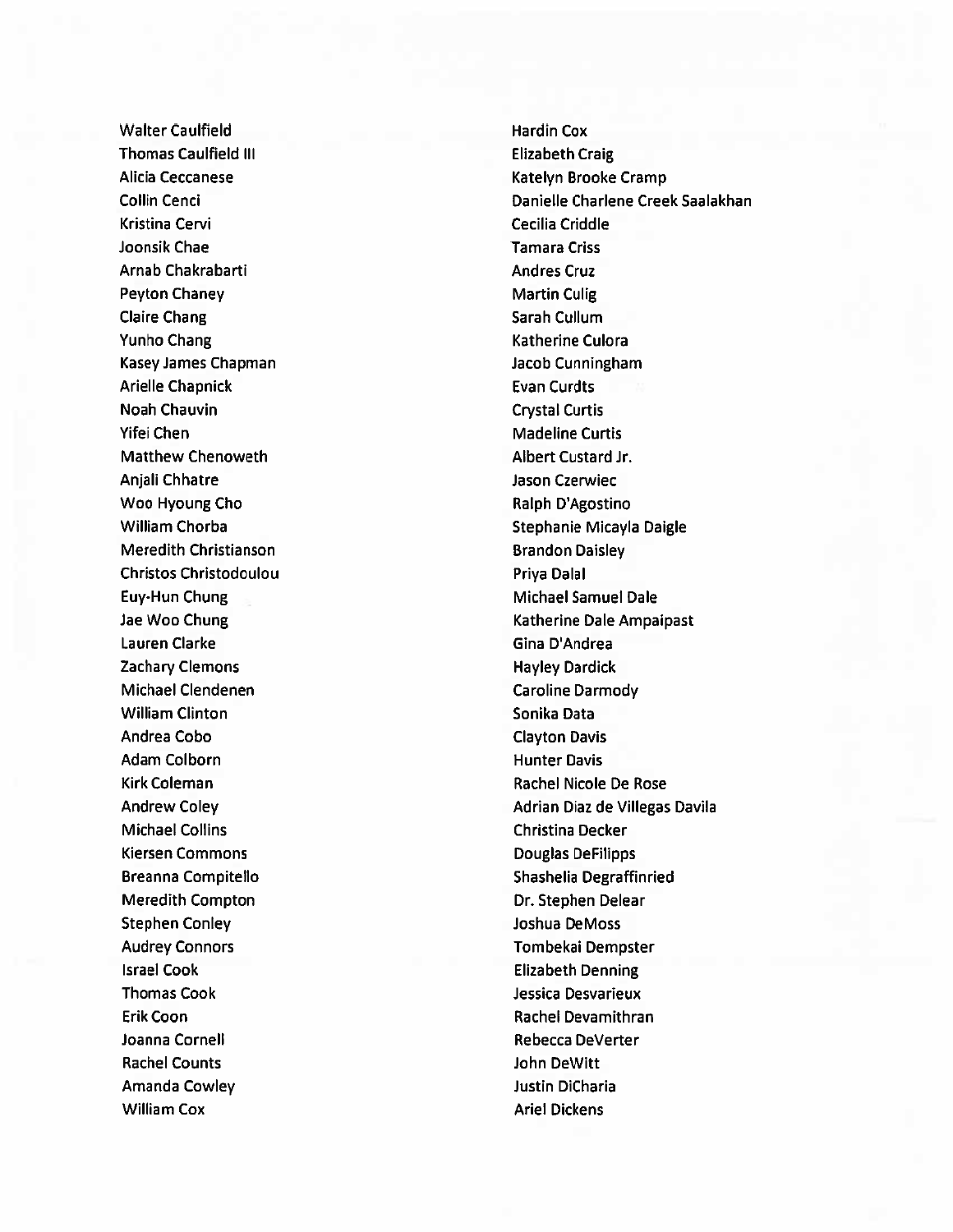Walter Caulfield
Thomas Caulfield III
Alicia Ceccanese
Collin Cenci
Kristina Cervi
Joonsik Chae
Arnab Chakrabarti
Peyton Chaney
Claire Chang
Yunho Chang
Kasey James Chapman
Arielle Chapnick
Noah Chauvin
Yifei Chen
Matthew Chenoweth
Anjali Chhatre
Woo Hyoung Cho
William Chorba
Meredith Christianson
Christos Christodoulou
Euy-Hun Chung
Jae Woo Chung
Lauren Clarke
Zachary Clemons
Michael Clendenen
William Clinton
Andrea Cobo
Adam Colborn
Kirk Coleman
Andrew Coley
Michael Collins
Kiersen Commons
Breanna Compitello
Meredith Compton
Stephen Conley
Audrey Connors
Israel Cook
Thomas Cook
Erik Coon
Joanna Cornell
Rachel Counts
Amanda Cowley
William Cox
Hardin Cox
Elizabeth Craig
Katelyn Brooke Cramp
Danielle Charlene Creek Saalakhan
Cecilia Criddle
Tamara Criss
Andres Cruz
Martin Culig
Sarah Cullum
Katherine Culora
Jacob Cunningham
Evan Curdts
Crystal Curtis
Madeline Curtis
Albert Custard Jr.
Jason Czerwiec
Ralph D'Agostino
Stephanie Micayla Daigle
Brandon Daisley
Priya Dalal
Michael Samuel Dale
Katherine Dale Ampaipast
Gina D'Andrea
Hayley Dardick
Caroline Darmody
Sonika Data
Clayton Davis
Hunter Davis
Rachel Nicole De Rose
Adrian Diaz de Villegas Davila
Christina Decker
Douglas DeFilipps
Shashelia Degraffinried
Dr. Stephen Delear
Joshua DeMoss
Tombekai Dempster
Elizabeth Denning
Jessica Desvarieux
Rachel Devamithran
Rebecca DeVerter
John DeWitt
Justin DiCharia
Ariel Dickens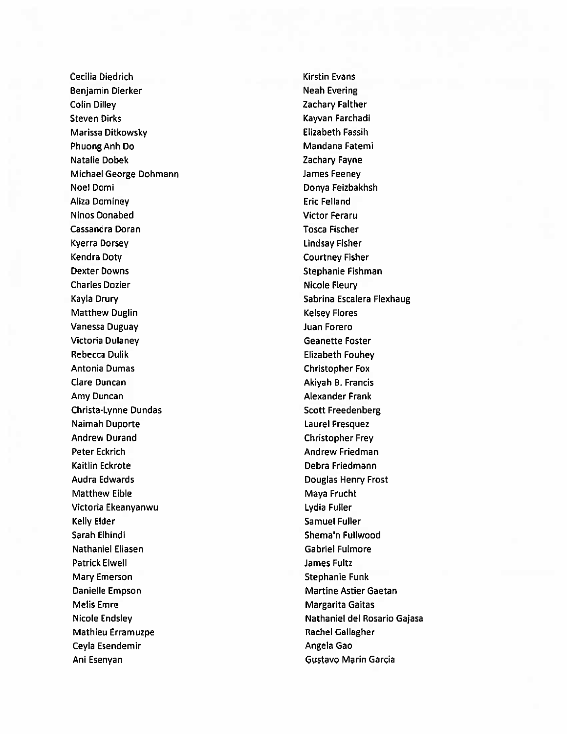Cecilia Diedrich
Benjamin Dierker
Colin Dilley
Steven Dirks
Marissa Ditkowsky
Phuong Anh Do
Natalie Dobek
Michael George Dohmann
Noel Domi
Aliza Dominey
Ninos Donabed
Cassandra Doran
Kyerra Dorsey
Kendra Doty
Dexter Downs
Charles Dozier
Kayla Drury
Matthew Duglin
Vanessa Duguay
Victoria Dulaney
Rebecca Dulik
Antonia Dumas
Clare Duncan
Amy Duncan
Christa-Lynne Dundas
Naimah Duporte
Andrew Durand
Peter Eckrich
Kaitlin Eckrote
Audra Edwards
Matthew Eible
Victoria Ekeanyanwu
Kelly Elder
Sarah Elhindi
Nathaniel Eliasen
Patrick Elwell
Mary Emerson
Danielle Empson
Melis Emre
Nicole Endsley
Mathieu Erramuzpe
Ceyla Esendemir
Ani Esenyan
Kirstin Evans
Neah Evering
Zachary Falther
Kayvan Farchadi
Elizabeth Fassih
Mandana Fatemi
Zachary Fayne
James Feeney
Donya Feizbakhsh
Eric Felland
Victor Feraru
Tosca Fischer
Lindsay Fisher
Courtney Fisher
Stephanie Fishman
Nicole Fleury
Sabrina Escalera Flexhaug
Kelsey Flores
Juan Forero
Geanette Foster
Elizabeth Fouhey
Christopher Fox
Akiyah B. Francis
Alexander Frank
Scott Freedenberg
Laurel Fresquez
Christopher Frey
Andrew Friedman
Debra Friedmann
Douglas Henry Frost
Maya Frucht
Lydia Fuller
Samuel Fuller
Shema'n Fullwood
Gabriel Fulmore
James Fultz
Stephanie Funk
Martine Astier Gaetan
Margarita Gaitas
Nathaniel del Rosario Gajasa
Rachel Gallagher
Angela Gao
Gustavo Marin Garcia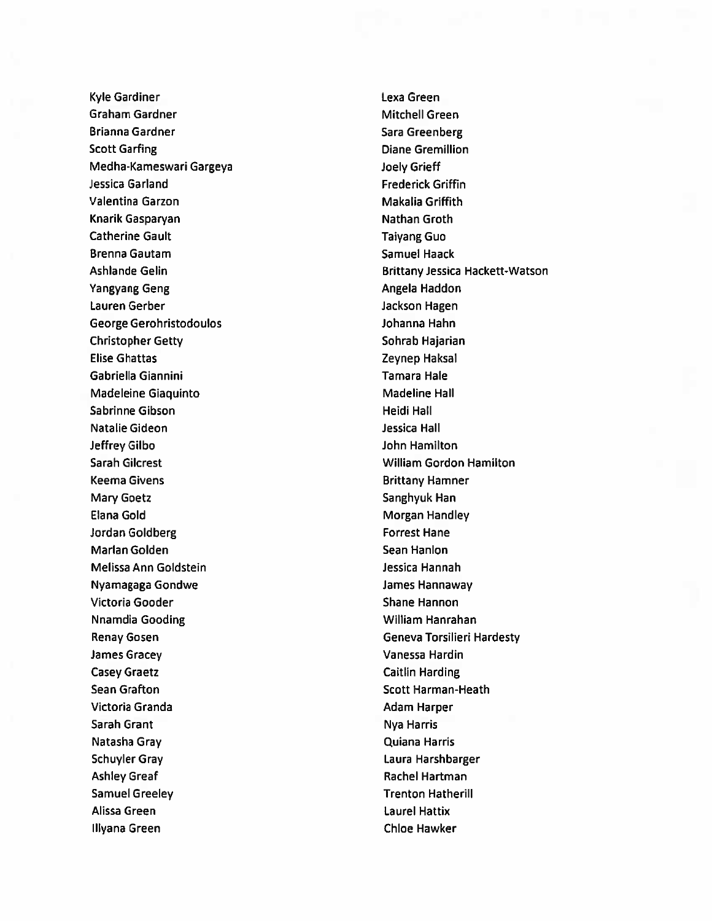Kyle Gardiner
Graham Gardner
Brianna Gardner
Scott Garfing
Medha-Kameswari Gargeya
Jessica Garland
Valentina Garzon
Knarik Gasparyan
Catherine Gault
Brenna Gautam
Ashlande Gelin
Yangyang Geng
Lauren Gerber
George Gerohristodoulos
Christopher Getty
Elise Ghattas
Gabriella Giannini
Madeleine Giaquinto
Sabrinne Gibson
Natalie Gideon
Jeffrey Gilbo
Sarah Gilcrest
Keema Givens
Mary Goetz
Elana Gold
Jordan Goldberg
Marlan Golden
Melissa Ann Goldstein
Nyamagaga Gondwe
Victoria Gooder
Nnamdia Gooding
Renay Gosen
James Gracey
Casey Graetz
Sean Grafton
Victoria Granda
Sarah Grant
Natasha Gray
Schuyler Gray
Ashley Greaf
Samuel Greeley
Alissa Green
Illyana Green
Lexa Green
Mitchell Green
Sara Greenberg
Diane Gremillion
Joely Grieff
Frederick Griffin
Makalia Griffith
Nathan Groth
Taiyang Guo
Samuel Haack
Brittany Jessica Hackett-Watson
Angela Haddon
Jackson Hagen
Johanna Hahn
Sohrab Hajarian
Zeynep Haksal
Tamara Hale
Madeline Hall
Heidi Hall
Jessica Hall
John Hamilton
William Gordon Hamilton
Brittany Hamner
Sanghyuk Han
Morgan Handley
Forrest Hane
Sean Hanlon
Jessica Hannah
James Hannaway
Shane Hannon
William Hanrahan
Geneva Torsilieri Hardesty
Vanessa Hardin
Caitlin Harding
Scott Harman-Heath
Adam Harper
Nya Harris
Quiana Harris
Laura Harshbarger
Rachel Hartman
Trenton Hatherill
Laurel Hattix
Chloe Hawker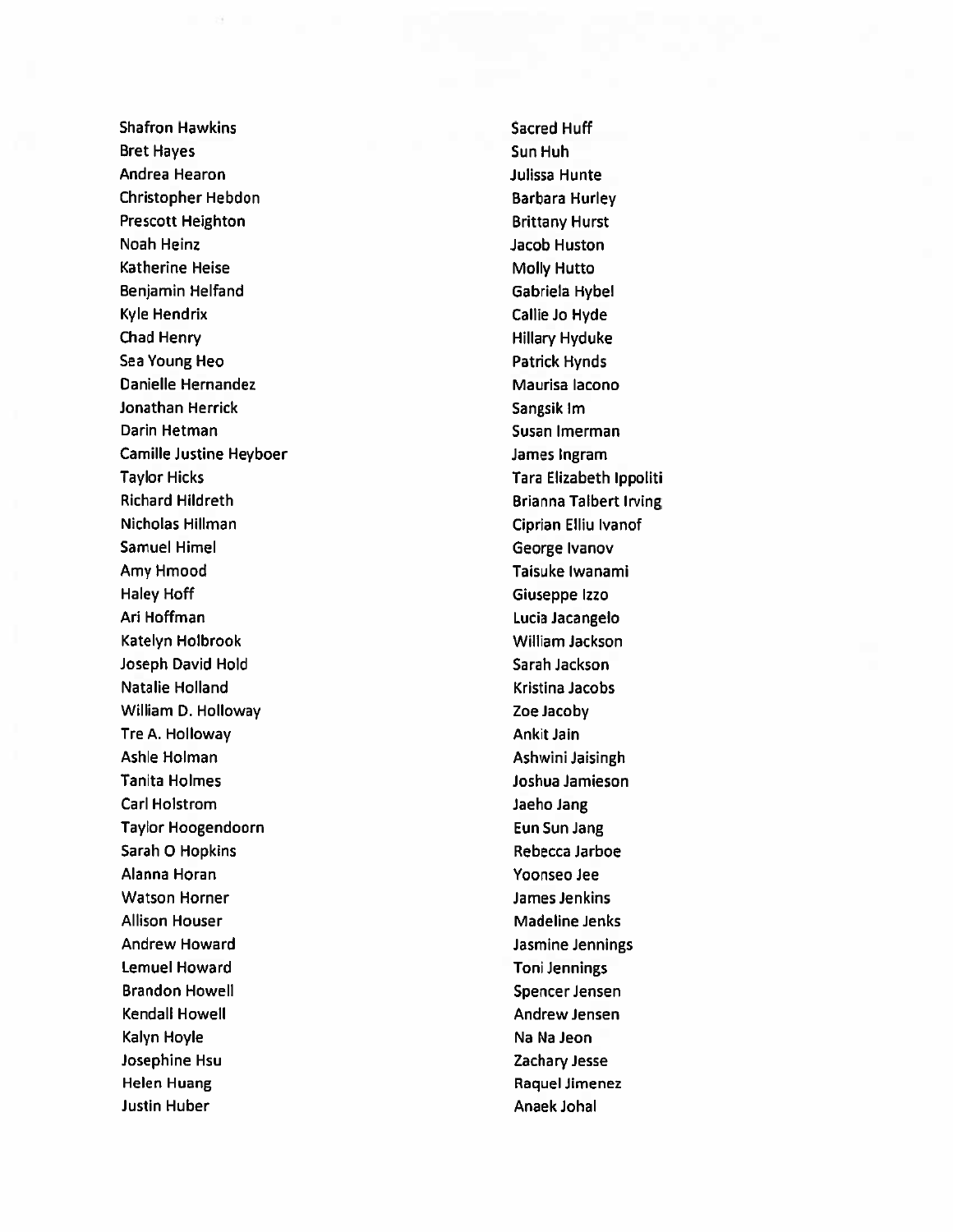Shafron Hawkins
Bret Hayes
Andrea Hearon
Christopher Hebdon
Prescott Heighton
Noah Heinz
Katherine Heise
Benjamin Helfand
Kyle Hendrix
Chad Henry
Sea Young Heo
Danielle Hernandez
Jonathan Herrick
Darin Hetman
Camille Justine Heyboer
Taylor Hicks
Richard Hildreth
Nicholas Hillman
Samuel Himel
Amy Hmood
Haley Hoff
Ari Hoffman
Katelyn Holbrook
Joseph David Hold
Natalie Holland
William D. Holloway
Tre A. Holloway
Ashle Holman
Tanita Holmes
Carl Holstrom
Taylor Hoogendoorn
Sarah O Hopkins
Alanna Horan
Watson Horner
Allison Houser
Andrew Howard
Lemuel Howard
Brandon Howell
Kendall Howell
Kalyn Hoyle
Josephine Hsu
Helen Huang
Justin Huber
Sacred Huff
Sun Huh
Julissa Hunte
Barbara Hurley
Brittany Hurst
Jacob Huston
Molly Hutto
Gabriela Hybel
Callie Jo Hyde
Hillary Hyduke
Patrick Hynds
Maurisa Iacono
Sangsik Im
Susan Imerman
James Ingram
Tara Elizabeth Ippoliti
Brianna Talbert Irving
Ciprian Elliu Ivanof
George Ivanov
Taisuke Iwanami
Giuseppe Izzo
Lucia Jacangelo
William Jackson
Sarah Jackson
Kristina Jacobs
Zoe Jacoby
Ankit Jain
Ashwini Jaisingh
Joshua Jamieson
Jaeho Jang
Eun Sun Jang
Rebecca Jarboe
Yoonseo Jee
James Jenkins
Madeline Jenks
Jasmine Jennings
Toni Jennings
Spencer Jensen
Andrew Jensen
Na Na Jeon
Zachary Jesse
Raquel Jimenez
Anaek Johal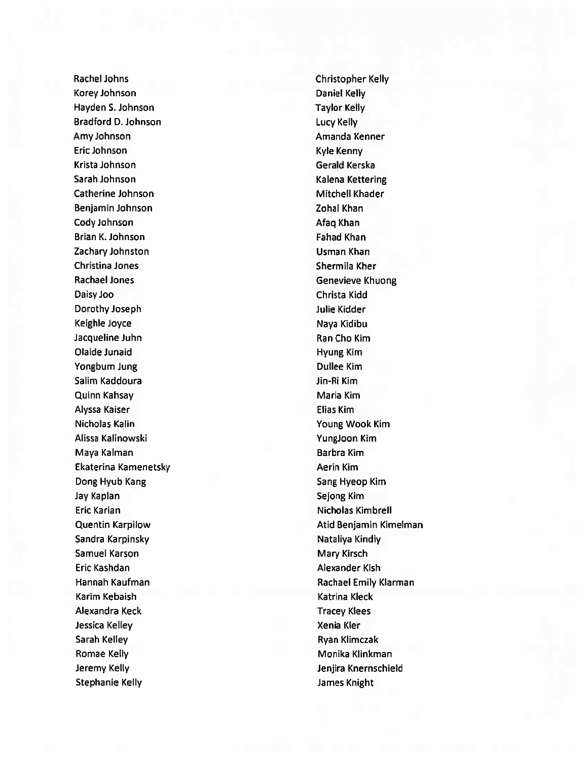Rachel Johns
Korey Johnson
Hayden S. Johnson
Bradford D. Johnson
Amy Johnson
Eric Johnson
Krista Johnson
Sarah Johnson
Catherine Johnson
Benjamin Johnson
Cody Johnson
Brian K. Johnson
Zachary Johnston
Christina Jones
Rachael Jones
Daisy Joo
Dorothy Joseph
Keighle Joyce
Jacqueline Juhn
Olaide Junaid
Yongbum Jung
Salim Kaddoura
Quinn Kahsay
Alyssa Kaiser
Nicholas Kalin
Alissa Kalinowski
Maya Kalman
Ekaterina Kamenetsky
Dong Hyub Kang
Jay Kaplan
Eric Karian
Quentin Karpilow
Sandra Karpinsky
Samuel Karson
Eric Kashdan
Hannah Kaufman
Karim Kebaish
Alexandra Keck
Jessica Kelley
Sarah Kelley
Romae Kelly
Jeremy Kelly
Stephanie Kelly
Christopher Kelly
Daniel Kelly
Taylor Kelly
Lucy Kelly
Amanda Kenner
Kyle Kenny
Gerald Kerska
Kalena Kettering
Mitchell Khader
Zohal Khan
Afaq Khan
Fahad Khan
Usman Khan
Shermila Kher
Genevieve Khuong
Christa Kidd
Julie Kidder
Naya Kidibu
Ran Cho Kim
Hyung Kim
Dullee Kim
Jin-Ri Kim
Maria Kim
Elias Kim
Young Wook Kim
YungJoon Kim
Barbra Kim
Aerin Kim
Sang Hyeop Kim
Sejong Kim
Nicholas Kimbrell
Atid Benjamin Kimelman
Nataliya Kindiy
Mary Kirsch
Alexander Kish
Rachael Emily Klarman
Katrina Kleck
Tracey Klees
Xenia Kler
Ryan Klimczak
Monika Klinkman
Jenjira Knernschield
James Knight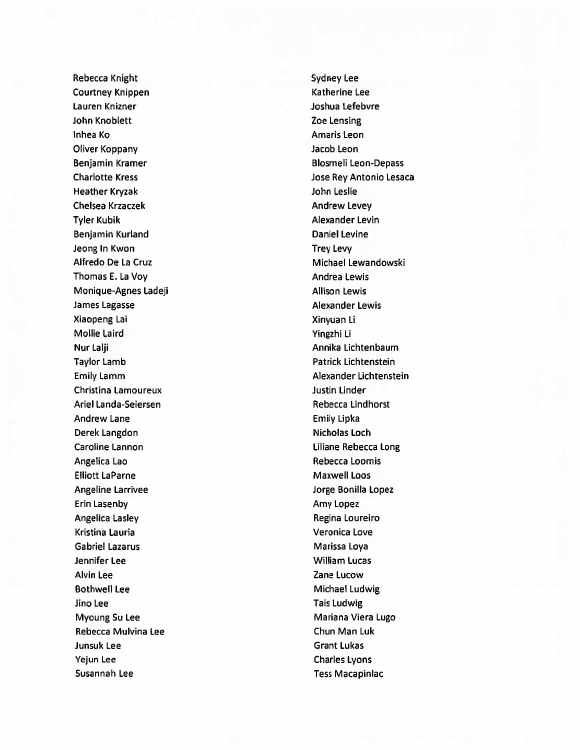Rebecca Knight
Courtney Knippen
Lauren Knizner
John Knoblett
Inhea Ko
Oliver Koppany
Benjamin Kramer
Charlotte Kress
Heather Kryzak
Chelsea Krzaczek
Tyler Kubik
Benjamin Kurland
Jeong In Kwon
Alfredo De La Cruz
Thomas E. La Voy
Monique-Agnes Ladeji
James Lagasse
Xiaopeng Lai
Mollie Laird
Nur Lalji
Taylor Lamb
Emily Lamm
Christina Lamoureux
Ariel Landa-Seiersen
Andrew Lane
Derek Langdon
Caroline Lannon
Angelica Lao
Elliott LaParne
Angeline Larrivee
Erin Lasenby
Angelica Lasley
Kristina Lauria
Gabriel Lazarus
Jennifer Lee
Alvin Lee
Bothwell Lee
Jino Lee
Myoung Su Lee
Rebecca Mulvina Lee
Junsuk Lee
Yejun Lee
Susannah Lee
Sydney Lee
Katherine Lee
Joshua Lefebvre
Zoe Lensing
Amaris Leon
Jacob Leon
Blosmeli Leon-Depass
Jose Rey Antonio Lesaca
John Leslie
Andrew Levey
Alexander Levin
Daniel Levine
Trey Levy
Michael Lewandowski
Andrea Lewis
Allison Lewis
Alexander Lewis
Xinyuan Li
Yingzhi Li
Annika Lichtenbaum
Patrick Lichtenstein
Alexander Lichtenstein
Justin Linder
Rebecca Lindhorst
Emily Lipka
Nicholas Loch
Liliane Rebecca Long
Rebecca Loomis
Maxwell Loos
Jorge Bonilla Lopez
Amy Lopez
Regina Loureiro
Veronica Love
Marissa Loya
William Lucas
Zane Lucow
Michael Ludwig
Tais Ludwig
Mariana Viera Lugo
Chun Man Luk
Grant Lukas
Charles Lyons
Tess Macapinlac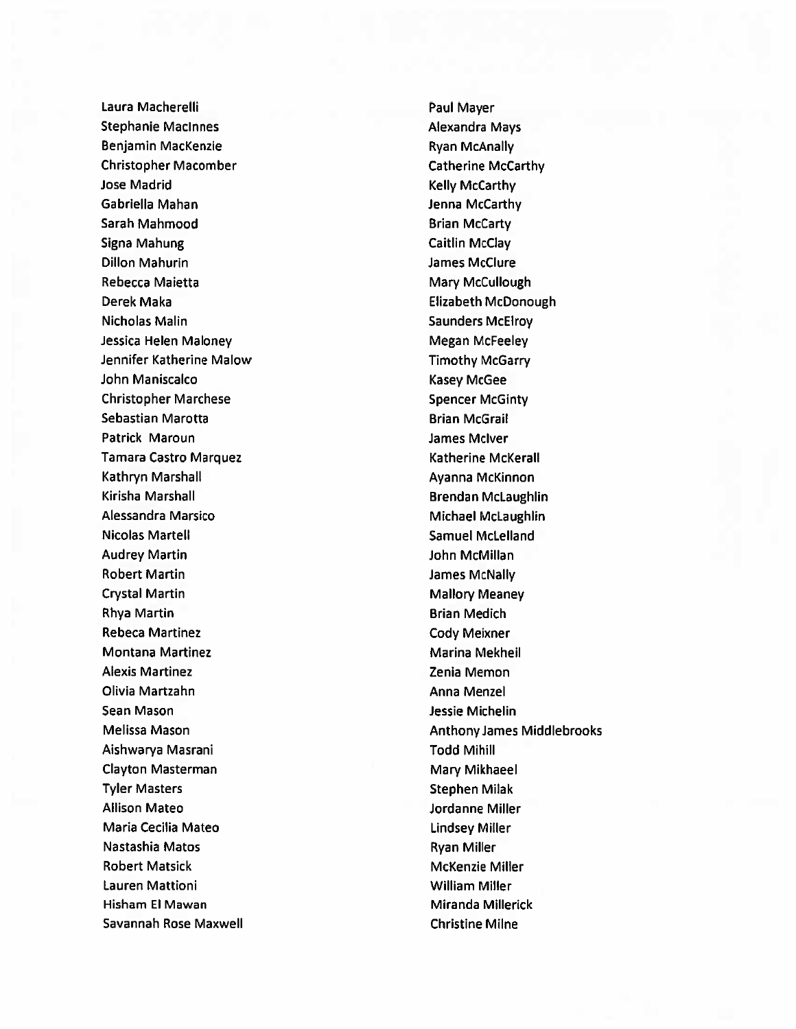Laura Macherelli
Stephanie MacInnes
Benjamin MacKenzie
Christopher Macomber
Jose Madrid
Gabriella Mahan
Sarah Mahmood
Signa Mahung
Dillon Mahurin
Rebecca Maietta
Derek Maka
Nicholas Malin
Jessica Helen Maloney
Jennifer Katherine Malow
John Maniscalco
Christopher Marchese
Sebastian Marotta
Patrick Maroun
Tamara Castro Marquez
Kathryn Marshall
Kirisha Marshall
Alessandra Marsico
Nicolas Martell
Audrey Martin
Robert Martin
Crystal Martin
Rhya Martin
Rebeca Martinez
Montana Martinez
Alexis Martinez
Olivia Martzahn
Sean Mason
Melissa Mason
Aishwarya Masrani
Clayton Masterman
Tyler Masters
Allison Mateo
Maria Cecilia Mateo
Nastashia Matos
Robert Matsick
Lauren Mattioni
Hisham El Mawan
Savannah Rose Maxwell
Paul Mayer
Alexandra Mays
Ryan McAnally
Catherine McCarthy
Kelly McCarthy
Jenna McCarthy
Brian McCarty
Caitlin McClay
James McClure
Mary McCullough
Elizabeth McDonough
Saunders McElroy
Megan McFeeley
Timothy McGarry
Kasey McGee
Spencer McGinty
Brian McGrail
James McIver
Katherine McKerall
Ayanna McKinnon
Brendan McLaughlin
Michael McLaughlin
Samuel McLelland
John McMillan
James McNally
Mallory Meaney
Brian Medich
Cody Meixner
Marina Mekheil
Zenia Memon
Anna Menzel
Jessie Michelin
Anthony James Middlebrooks
Todd Mihill
Mary Mikhaeel
Stephen Milak
Jordanne Miller
Lindsey Miller
Ryan Miller
McKenzie Miller
William Miller
Miranda Millerick
Christine Milne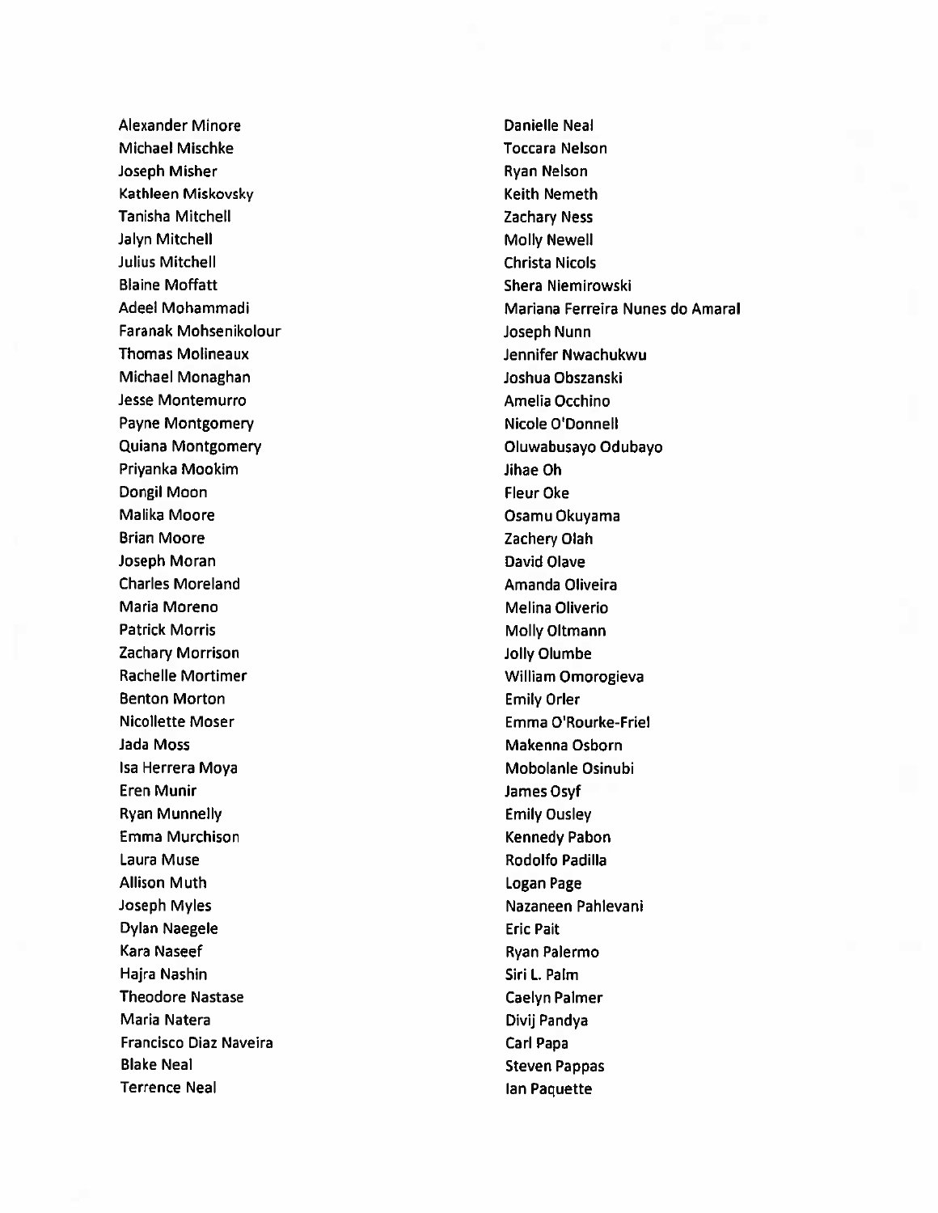Alexander Minore
Michael Mischke
Joseph Misher
Kathleen Miskovsky
Tanisha Mitchell
Jalyn Mitchell
Julius Mitchell
Blaine Moffatt
Adeel Mohammadi
Faranak Mohsenikolour
Thomas Molineaux
Michael Monaghan
Jesse Montemurro
Payne Montgomery
Quiana Montgomery
Priyanka Mookim
Dongil Moon
Malika Moore
Brian Moore
Joseph Moran
Charles Moreland
Maria Moreno
Patrick Morris
Zachary Morrison
Rachelle Mortimer
Benton Morton
Nicollette Moser
Jada Moss
Isa Herrera Moya
Eren Munir
Ryan Munnelly
Emma Murchison
Laura Muse
Allison Muth
Joseph Myles
Dylan Naegele
Kara Naseef
Hajra Nashin
Theodore Nastase
Maria Natera
Francisco Diaz Naveira
Blake Neal
Terrence Neal
Danielle Neal
Toccara Nelson
Ryan Nelson
Keith Nemeth
Zachary Ness
Molly Newell
Christa Nicols
Shera Niemirowski
Mariana Ferreira Nunes do Amaral
Joseph Nunn
Jennifer Nwachukwu
Joshua Obszanski
Amelia Occhino
Nicole O'Donnell
Oluwabusayo Odubayo
Jihae Oh
Fleur Oke
Osamu Okuyama
Zachery Olah
David Olave
Amanda Oliveira
Melina Oliverio
Molly Oltmann
Jolly Olumbe
William Omorogieva
Emily Orler
Emma O'Rourke-Friel
Makenna Osborn
Mobolanle Osinubi
James Osyf
Emily Ousley
Kennedy Pabon
Rodolfo Padilla
Logan Page
Nazaneen Pahlevani
Eric Pait
Ryan Palermo
Siri L. Palm
Caelyn Palmer
Divij Pandya
Carl Papa
Steven Pappas
Ian Paquette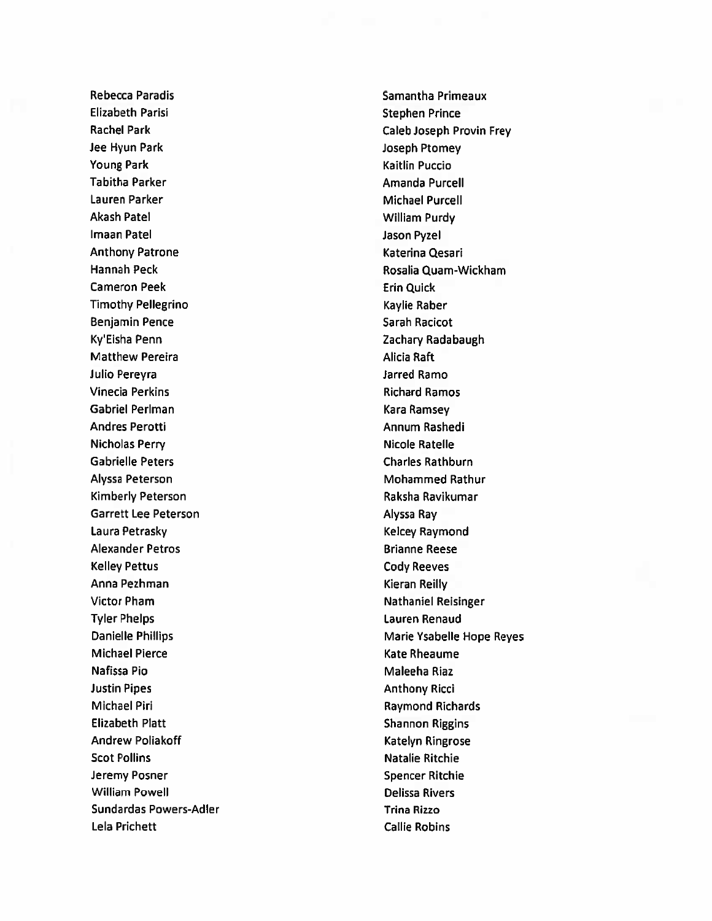Rebecca Paradis
Elizabeth Parisi
Rachel Park
Jee Hyun Park
Young Park
Tabitha Parker
Lauren Parker
Akash Patel
Imaan Patel
Anthony Patrone
Hannah Peck
Cameron Peek
Timothy Pellegrino
Benjamin Pence
Ky'Eisha Penn
Matthew Pereira
Julio Pereyra
Vinecia Perkins
Gabriel Perlman
Andres Perotti
Nicholas Perry
Gabrielle Peters
Alyssa Peterson
Kimberly Peterson
Garrett Lee Peterson
Laura Petrasky
Alexander Petros
Kelley Pettus
Anna Pezhman
Victor Pham
Tyler Phelps
Danielle Phillips
Michael Pierce
Nafissa Pio
Justin Pipes
Michael Piri
Elizabeth Platt
Andrew Poliakoff
Scot Pollins
Jeremy Posner
William Powell
Sundardas Powers-Adler
Lela Prichett
Samantha Primeaux
Stephen Prince
Caleb Joseph Provin Frey
Joseph Ptomey
Kaitlin Puccio
Amanda Purcell
Michael Purcell
William Purdy
Jason Pyzel
Katerina Qesari
Rosalia Quam-Wickham
Erin Quick
Kaylie Raber
Sarah Racicot
Zachary Radabaugh
Alicia Raft
Jarred Ramo
Richard Ramos
Kara Ramsey
Annum Rashedi
Nicole Ratelle
Charles Rathburn
Mohammed Rathur
Raksha Ravikumar
Alyssa Ray
Kelcey Raymond
Brianne Reese
Cody Reeves
Kieran Reilly
Nathaniel Reisinger
Lauren Renaud
Marie Ysabelle Hope Reyes
Kate Rheaume
Maleeha Riaz
Anthony Ricci
Raymond Richards
Shannon Riggins
Katelyn Ringrose
Natalie Ritchie
Spencer Ritchie
Delissa Rivers
Trina Rizzo
Callie Robins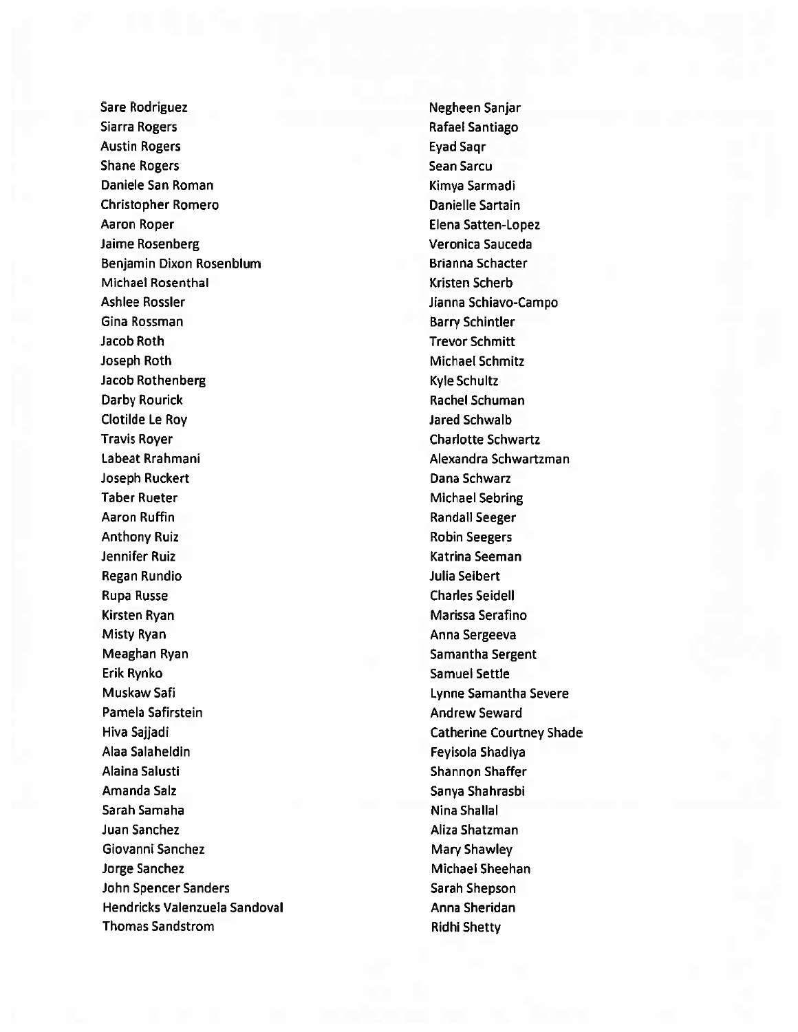Sare Rodriguez
Siarra Rogers
Austin Rogers
Shane Rogers
Daniele San Roman
Christopher Romero
Aaron Roper
Jaime Rosenberg
Benjamin Dixon Rosenblum
Michael Rosenthal
Ashlee Rossler
Gina Rossman
Jacob Roth
Joseph Roth
Jacob Rothenberg
Darby Rourick
Clotilde Le Roy
Travis Royer
Labeat Rrahmani
Joseph Ruckert
Taber Rueter
Aaron Ruffin
Anthony Ruiz
Jennifer Ruiz
Regan Rundio
Rupa Russe
Kirsten Ryan
Misty Ryan
Meaghan Ryan
Erik Rynko
Muskaw Safi
Pamela Safirstein
Hiva Sajjadi
Alaa Salaheldin
Alaina Salusti
Amanda Salz
Sarah Samaha
Juan Sanchez
Giovanni Sanchez
Jorge Sanchez
John Spencer Sanders
Hendricks Valenzuela Sandoval
Thomas Sandstrom
Negheen Sanjar
Rafael Santiago
Eyad Saqr
Sean Sarcu
Kimya Sarmadi
Danielle Sartain
Elena Satten-Lopez
Veronica Sauceda
Brianna Schacter
Kristen Scherb
Jianna Schiavo-Campo
Barry Schintler
Trevor Schmitt
Michael Schmitz
Kyle Schultz
Rachel Schuman
Jared Schwalb
Charlotte Schwartz
Alexandra Schwartzman
Dana Schwarz
Michael Sebring
Randall Seeger
Robin Seegers
Katrina Seeman
Julia Seibert
Charles Seidell
Marissa Serafino
Anna Sergeeva
Samantha Sergent
Samuel Settle
Lynne Samantha Severe
Andrew Seward
Catherine Courtney Shade
Feyisola Shadiya
Shannon Shaffer
Sanya Shahrasbi
Nina Shallal
Aliza Shatzman
Mary Shawley
Michael Sheehan
Sarah Shepson
Anna Sheridan
Ridhi Shetty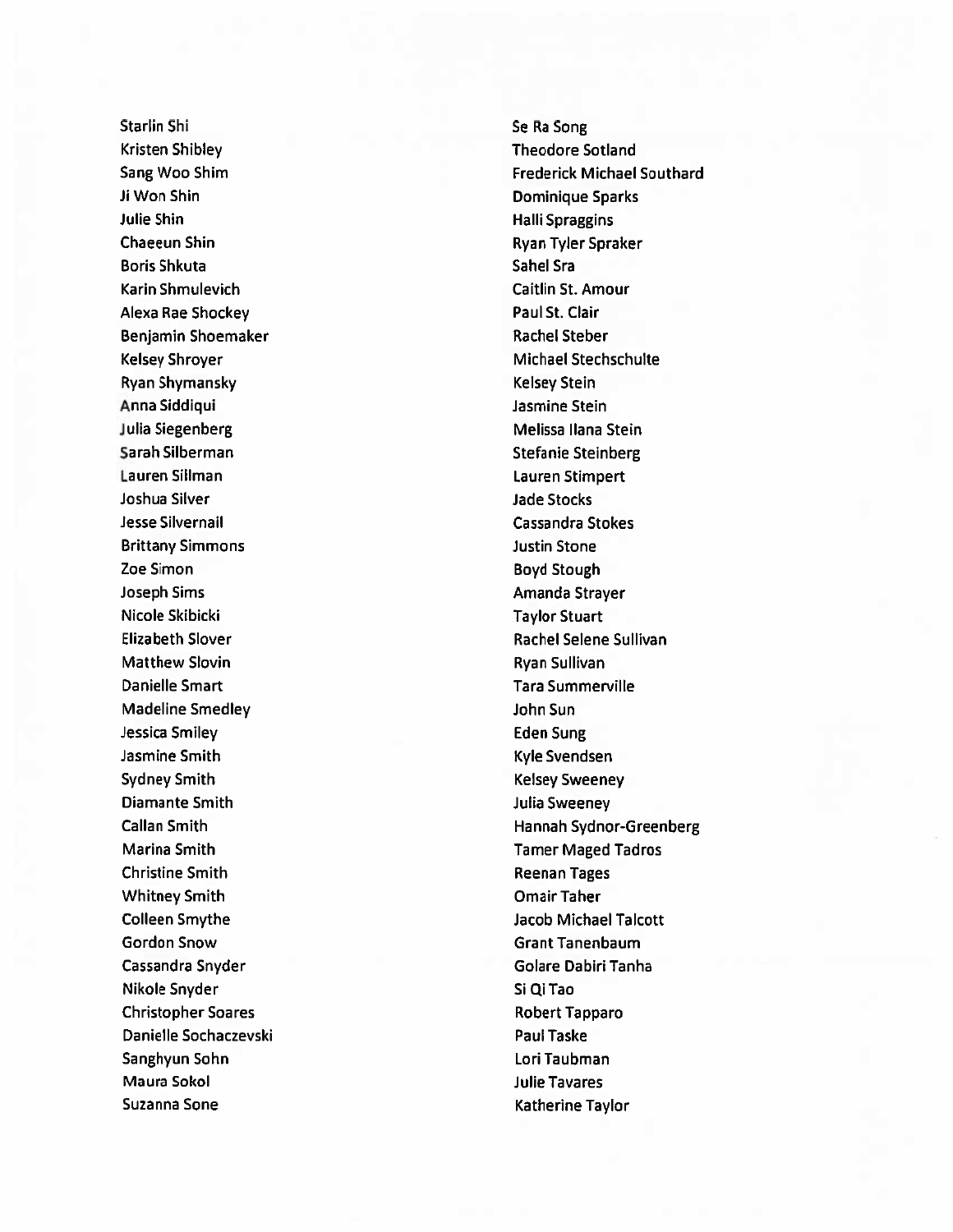Starlin Shi
Kristen Shibley
Sang Woo Shim
Ji Won Shin
Julie Shin
Chaeeun Shin
Boris Shkuta
Karin Shmulevich
Alexa Rae Shockey
Benjamin Shoemaker
Kelsey Shroyer
Ryan Shymansky
Anna Siddiqui
Julia Siegenberg
Sarah Silberman
Lauren Sillman
Joshua Silver
Jesse Silvernail
Brittany Simmons
Zoe Simon
Joseph Sims
Nicole Skibicki
Elizabeth Slover
Matthew Slovin
Danielle Smart
Madeline Smedley
Jessica Smiley
Jasmine Smith
Sydney Smith
Diamante Smith
Callan Smith
Marina Smith
Christine Smith
Whitney Smith
Colleen Smythe
Gordon Snow
Cassandra Snyder
Nikole Snyder
Christopher Soares
Danielle Sochaczevski
Sanghyun Sohn
Maura Sokol
Suzanna Sone
Se Ra Song
Theodore Sotland
Frederick Michael Southard
Dominique Sparks
Halli Spraggins
Ryan Tyler Spraker
Sahel Sra
Caitlin St. Amour
Paul St. Clair
Rachel Steber
Michael Stechschulte
Kelsey Stein
Jasmine Stein
Melissa Ilana Stein
Stefanie Steinberg
Lauren Stimpert
Jade Stocks
Cassandra Stokes
Justin Stone
Boyd Stough
Amanda Strayer
Taylor Stuart
Rachel Selene Sullivan
Ryan Sullivan
Tara Summerville
John Sun
Eden Sung
Kyle Svendsen
Kelsey Sweeney
Julia Sweeney
Hannah Sydnor-Greenberg
Tamer Maged Tadros
Reenan Tages
Omair Taher
Jacob Michael Talcott
Grant Tanenbaum
Golare Dabiri Tanha
Si Qi Tao
Robert Tapparo
Paul Taske
Lori Taubman
Julie Tavares
Katherine Taylor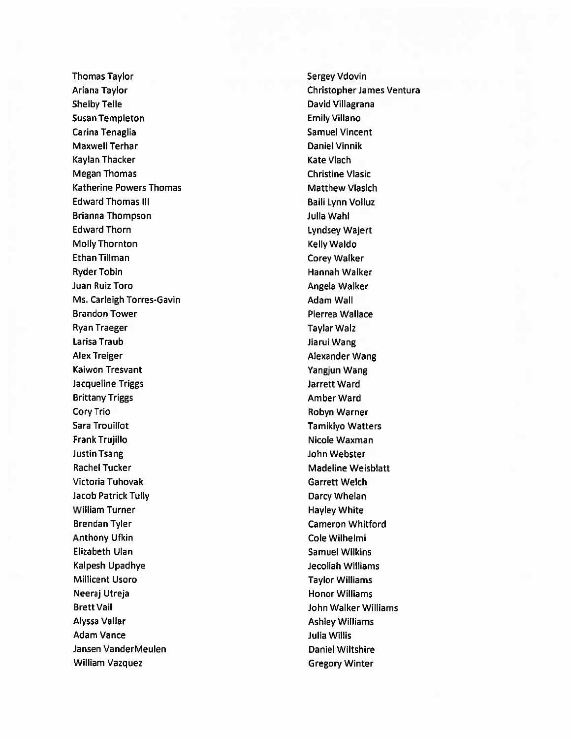Thomas Taylor
Ariana Taylor
Shelby Telle
Susan Templeton
Carina Tenaglia
Maxwell Terhar
Kaylan Thacker
Megan Thomas
Katherine Powers Thomas
Edward Thomas III
Brianna Thompson
Edward Thorn
Molly Thornton
Ethan Tillman
Ryder Tobin
Juan Ruiz Toro
Ms. Carleigh Torres-Gavin
Brandon Tower
Ryan Traeger
Larisa Traub
Alex Treiger
Kaiwon Tresvant
Jacqueline Triggs
Brittany Triggs
Cory Trio
Sara Trouillot
Frank Trujillo
Justin Tsang
Rachel Tucker
Victoria Tuhovak
Jacob Patrick Tully
William Turner
Brendan Tyler
Anthony Ufkin
Elizabeth Ulan
Kalpesh Upadhye
Millicent Usoro
Neeraj Utreja
Brett Vail
Alyssa Vallar
Adam Vance
Jansen VanderMeulen
William Vazquez
Sergey Vdovin
Christopher James Ventura
David Villagrana
Emily Villano
Samuel Vincent
Daniel Vinnik
Kate Vlach
Christine Vlasic
Matthew Vlasich
Baili Lynn Volluz
Julia Wahl
Lyndsey Wajert
Kelly Waldo
Corey Walker
Hannah Walker
Angela Walker
Adam Wall
Pierrea Wallace
Taylar Walz
Jiarui Wang
Alexander Wang
Yangjun Wang
Jarrett Ward
Amber Ward
Robyn Warner
Tamikiyo Watters
Nicole Waxman
John Webster
Madeline Weisblatt
Garrett Welch
Darcy Whelan
Hayley White
Cameron Whitford
Cole Wilhelmi
Samuel Wilkins
Jecoliah Williams
Taylor Williams
Honor Williams
John Walker Williams
Ashley Williams
Julia Willis
Daniel Wiltshire
Gregory Winter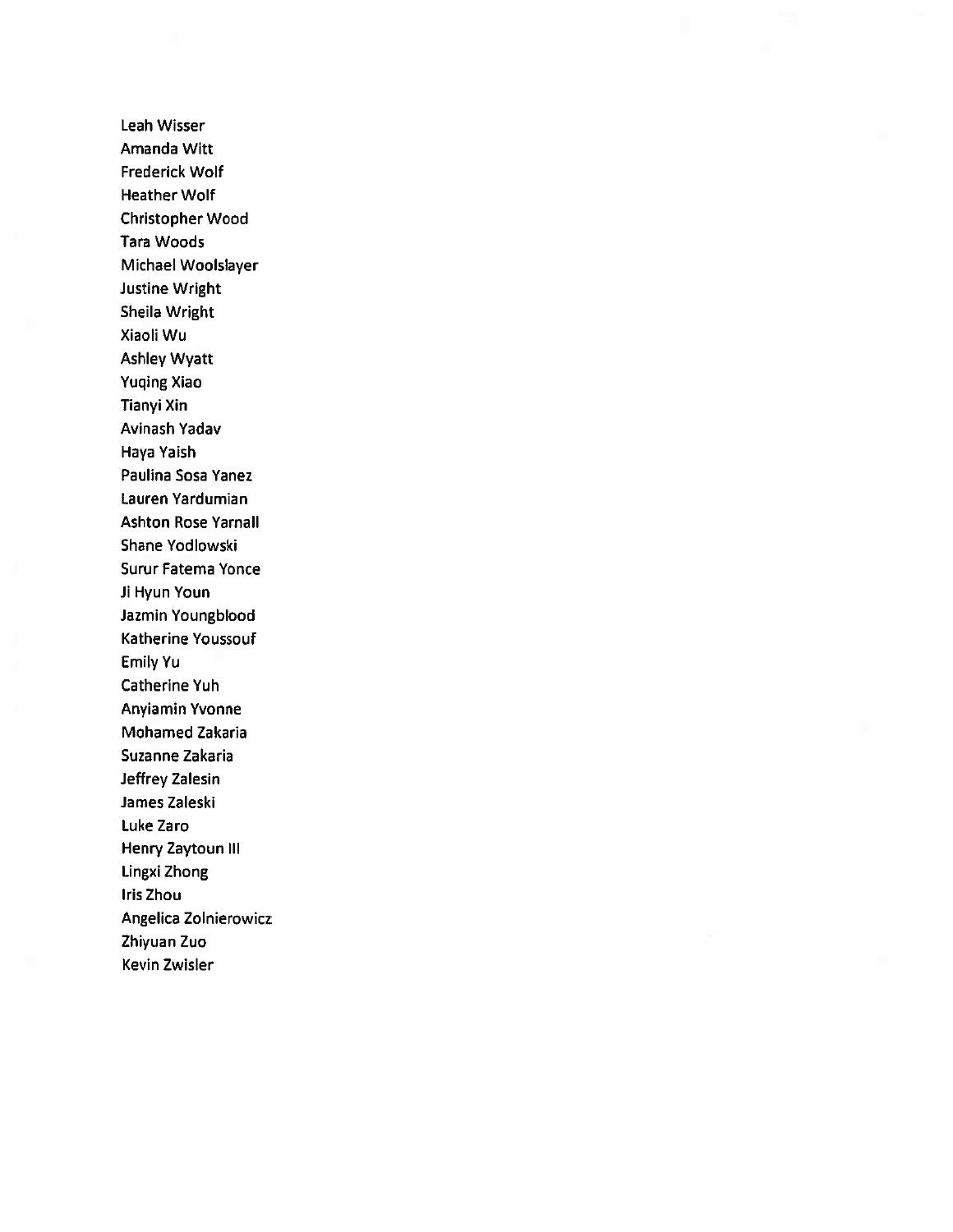Leah Wisser
Amanda Witt
Frederick Wolf
Heather Wolf
Christopher Wood
Tara Woods
Michael Woolslayer
Justine Wright
Sheila Wright
Xiaoli Wu
Ashley Wyatt
Yuqing Xiao
Tianyi Xin
Avinash Yadav
Haya Yaish
Paulina Sosa Yanez
Lauren Yardumian
Ashton Rose Yarnall
Shane Yodlowski
Surur Fatema Yonce
Ji Hyun Youn
Jazmin Youngblood
Katherine Youssouf
Emily Yu
Catherine Yuh
Anyiamin Yvonne
Mohamed Zakaria
Suzanne Zakaria
Jeffrey Zalesin
James Zaleski
Luke Zaro
Henry Zaytoun III
Lingxi Zhong
Iris Zhou
Angelica Zolnierowicz
Zhiyuan Zuo
Kevin Zwisler